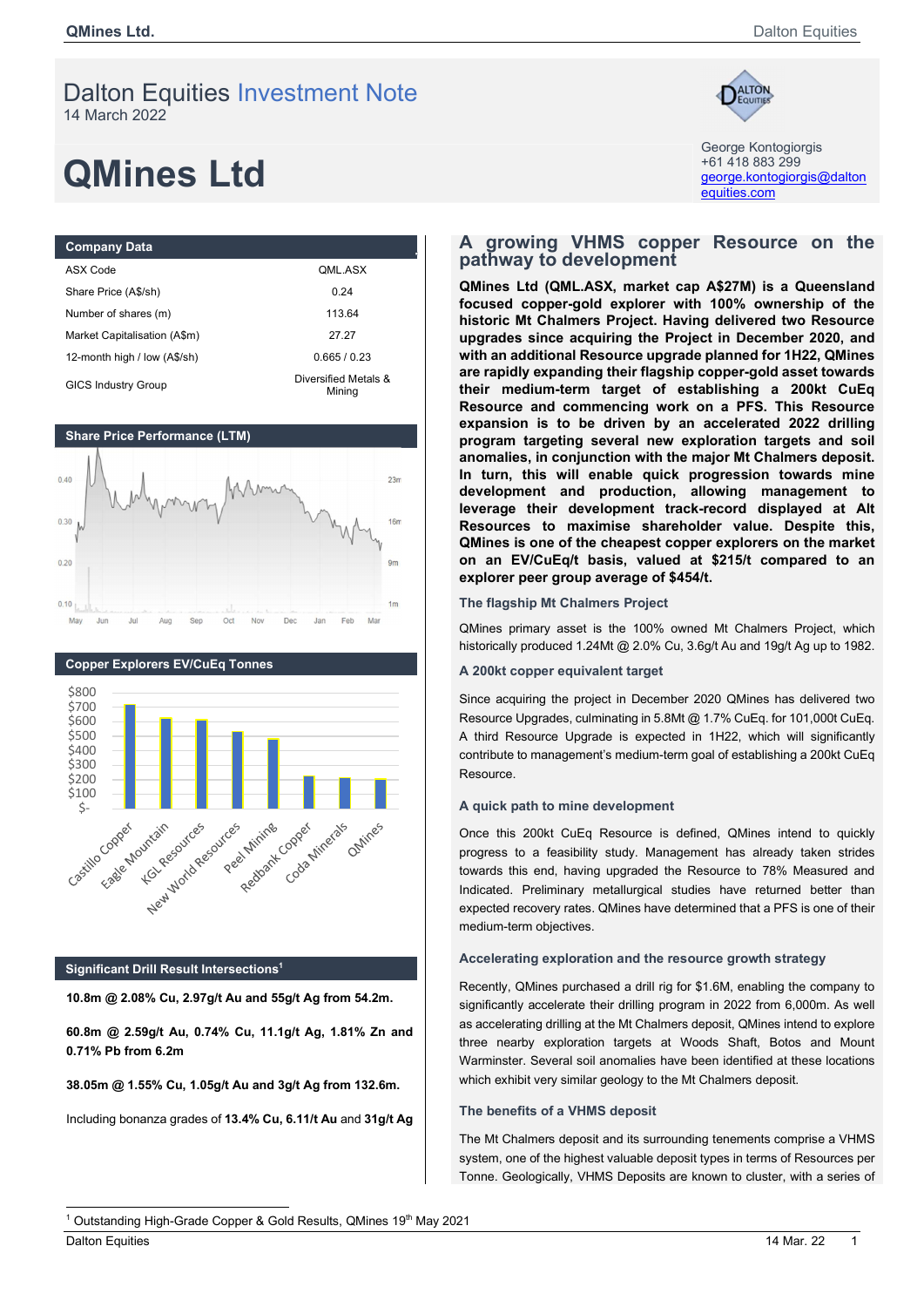# Dalton Equities Investment Note

14 March 2022

# QMines Ltd

George Kontogiorgis
+61 418 883 299
george.kontogiorgis@daltonequities.com

## Company Data

| | |
|---|---|
| ASX Code | QML.ASX |
| Share Price (A$/sh) | 0.24 |
| Number of shares (m) | 113.64 |
| Market Capitalisation (A$m) | 27.27 |
| 12-month high / low (A$/sh) | 0.665 / 0.23 |
| GICS Industry Group | Diversified Metals & Mining |

## Share Price Performance (LTM)

## Copper Explorers EV/CuEq Tonnes

## Significant Drill Result Intersections[1]

**10.8m @ 2.08% Cu, 2.97g/t Au and 55g/t Ag from 54.2m.**

**60.8m @ 2.59g/t Au, 0.74% Cu, 11.1g/t Ag, 1.81% Zn and 0.71% Pb from 6.2m**

**38.05m @ 1.55% Cu, 1.05g/t Au and 3g/t Ag from 132.6m.**

Including bonanza grades of **13.4% Cu, 6.11/t Au** and **31g/t Ag**

## A growing VHMS copper Resource on the pathway to development

**QMines Ltd (QML.ASX, market cap A$27M) is a Queensland focused copper-gold explorer with 100% ownership of the historic Mt Chalmers Project. Having delivered two Resource upgrades since acquiring the Project in December 2020, and with an additional Resource upgrade planned for 1H22, QMines are rapidly expanding their flagship copper-gold asset towards their medium-term target of establishing a 200kt CuEq Resource and commencing work on a PFS. This Resource expansion is to be driven by an accelerated 2022 drilling program targeting several new exploration targets and soil anomalies, in conjunction with the major Mt Chalmers deposit. In turn, this will enable quick progression towards mine development and production, allowing management to leverage their development track-record displayed at Alt Resources to maximise shareholder value. Despite this, QMines is one of the cheapest copper explorers on the market on an EV/CuEq/t basis, valued at $215/t compared to an explorer peer group average of $454/t.**

### The flagship Mt Chalmers Project

QMines primary asset is the 100% owned Mt Chalmers Project, which historically produced 1.24Mt @ 2.0% Cu, 3.6g/t Au and 19g/t Ag up to 1982.

### A 200kt copper equivalent target

Since acquiring the project in December 2020 QMines has delivered two Resource Upgrades, culminating in 5.8Mt @ 1.7% CuEq. for 101,000t CuEq. A third Resource Upgrade is expected in 1H22, which will significantly contribute to management's medium-term goal of establishing a 200kt CuEq Resource.

### A quick path to mine development

Once this 200kt CuEq Resource is defined, QMines intend to quickly progress to a feasibility study. Management has already taken strides towards this end, having upgraded the Resource to 78% Measured and Indicated. Preliminary metallurgical studies have returned better than expected recovery rates. QMines have determined that a PFS is one of their medium-term objectives.

### Accelerating exploration and the resource growth strategy

Recently, QMines purchased a drill rig for $1.6M, enabling the company to significantly accelerate their drilling program in 2022 from 6,000m. As well as accelerating drilling at the Mt Chalmers deposit, QMines intend to explore three nearby exploration targets at Woods Shaft, Botos and Mount Warminster. Several soil anomalies have been identified at these locations which exhibit very similar geology to the Mt Chalmers deposit.

### The benefits of a VHMS deposit

The Mt Chalmers deposit and its surrounding tenements comprise a VHMS system, one of the highest valuable deposit types in terms of Resources per Tonne. Geologically, VHMS Deposits are known to cluster, with a series of

[1] Outstanding High-Grade Copper & Gold Results, QMines 19th May 2021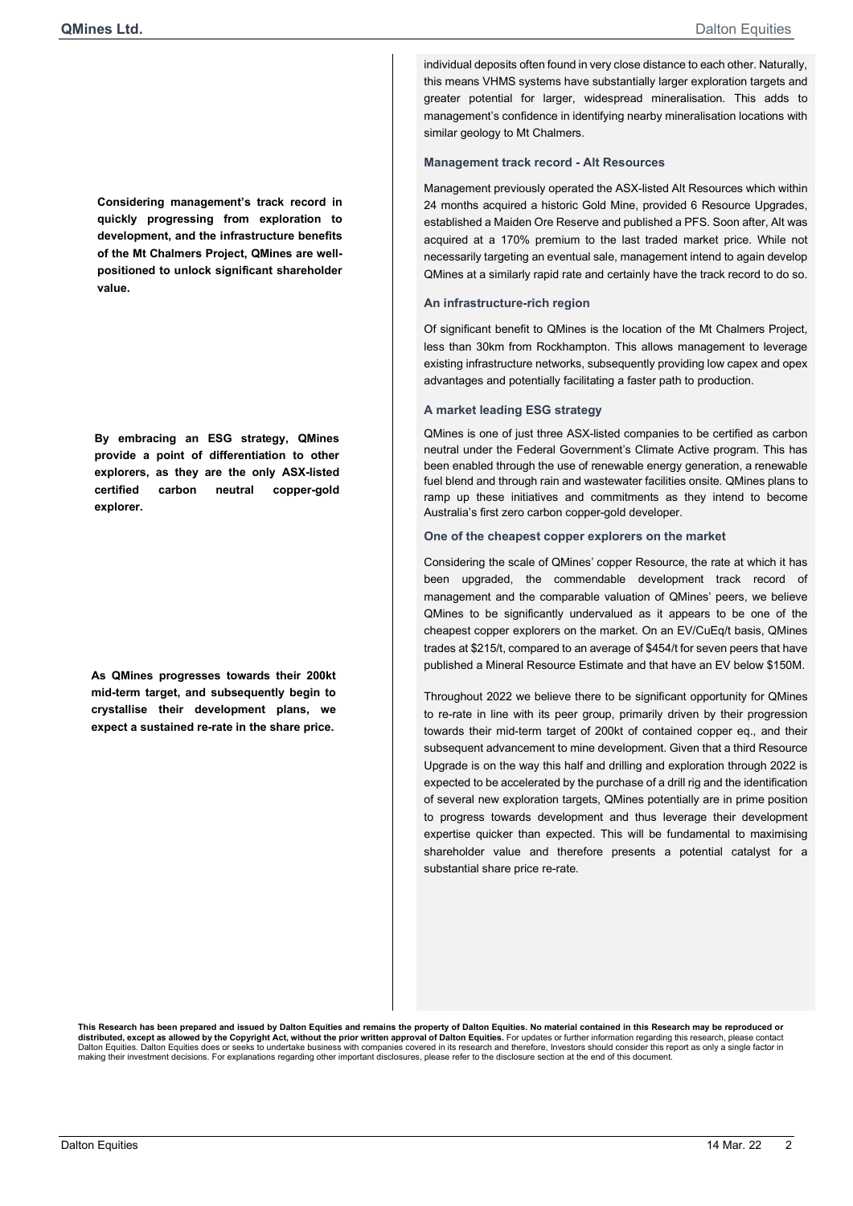individual deposits often found in very close distance to each other. Naturally, this means VHMS systems have substantially larger exploration targets and greater potential for larger, widespread mineralisation. This adds to management's confidence in identifying nearby mineralisation locations with similar geology to Mt Chalmers.

**Considering management's track record in quickly progressing from exploration to development, and the infrastructure benefits of the Mt Chalmers Project, QMines are well-positioned to unlock significant shareholder value.**

### Management track record - Alt Resources

Management previously operated the ASX-listed Alt Resources which within 24 months acquired a historic Gold Mine, provided 6 Resource Upgrades, established a Maiden Ore Reserve and published a PFS. Soon after, Alt was acquired at a 170% premium to the last traded market price. While not necessarily targeting an eventual sale, management intend to again develop QMines at a similarly rapid rate and certainly have the track record to do so.

### An infrastructure-rich region

Of significant benefit to QMines is the location of the Mt Chalmers Project, less than 30km from Rockhampton. This allows management to leverage existing infrastructure networks, subsequently providing low capex and opex advantages and potentially facilitating a faster path to production.

**By embracing an ESG strategy, QMines provide a point of differentiation to other explorers, as they are the only ASX-listed certified carbon neutral copper-gold explorer.**

### A market leading ESG strategy

QMines is one of just three ASX-listed companies to be certified as carbon neutral under the Federal Government's Climate Active program. This has been enabled through the use of renewable energy generation, a renewable fuel blend and through rain and wastewater facilities onsite. QMines plans to ramp up these initiatives and commitments as they intend to become Australia's first zero carbon copper-gold developer.

### One of the cheapest copper explorers on the market

Considering the scale of QMines' copper Resource, the rate at which it has been upgraded, the commendable development track record of management and the comparable valuation of QMines' peers, we believe QMines to be significantly undervalued as it appears to be one of the cheapest copper explorers on the market. On an EV/CuEq/t basis, QMines trades at $215/t, compared to an average of $454/t for seven peers that have published a Mineral Resource Estimate and that have an EV below $150M.

**As QMines progresses towards their 200kt mid-term target, and subsequently begin to crystallise their development plans, we expect a sustained re-rate in the share price.**

Throughout 2022 we believe there to be significant opportunity for QMines to re-rate in line with its peer group, primarily driven by their progression towards their mid-term target of 200kt of contained copper eq., and their subsequent advancement to mine development. Given that a third Resource Upgrade is on the way this half and drilling and exploration through 2022 is expected to be accelerated by the purchase of a drill rig and the identification of several new exploration targets, QMines potentially are in prime position to progress towards development and thus leverage their development expertise quicker than expected. This will be fundamental to maximising shareholder value and therefore presents a potential catalyst for a substantial share price re-rate.

**This Research has been prepared and issued by Dalton Equities and remains the property of Dalton Equities. No material contained in this Research may be reproduced or distributed, except as allowed by the Copyright Act, without the prior written approval of Dalton Equities.** For updates or further information regarding this research, please contact Dalton Equities. Dalton Equities does or seeks to undertake business with companies covered in its research and therefore, Investors should consider this report as only a single factor in making their investment decisions. For explanations regarding other important disclosures, please refer to the disclosure section at the end of this document.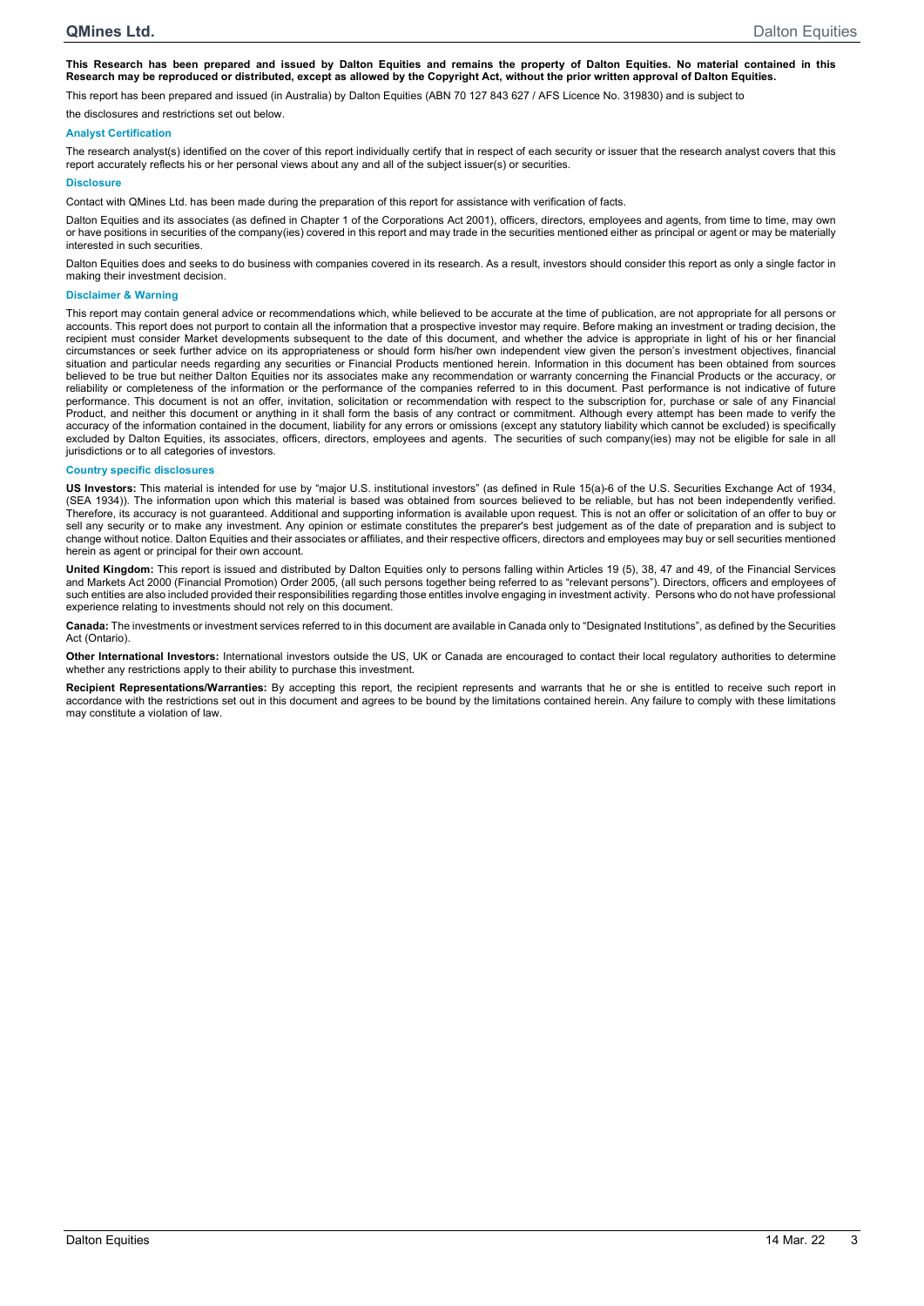**This Research has been prepared and issued by Dalton Equities and remains the property of Dalton Equities. No material contained in this Research may be reproduced or distributed, except as allowed by the Copyright Act, without the prior written approval of Dalton Equities.**

This report has been prepared and issued (in Australia) by Dalton Equities (ABN 70 127 843 627 / AFS Licence No. 319830) and is subject to

the disclosures and restrictions set out below.

### Analyst Certification

The research analyst(s) identified on the cover of this report individually certify that in respect of each security or issuer that the research analyst covers that this report accurately reflects his or her personal views about any and all of the subject issuer(s) or securities.

### Disclosure

Contact with QMines Ltd. has been made during the preparation of this report for assistance with verification of facts.

Dalton Equities and its associates (as defined in Chapter 1 of the Corporations Act 2001), officers, directors, employees and agents, from time to time, may own or have positions in securities of the company(ies) covered in this report and may trade in the securities mentioned either as principal or agent or may be materially interested in such securities.

Dalton Equities does and seeks to do business with companies covered in its research. As a result, investors should consider this report as only a single factor in making their investment decision.

### Disclaimer & Warning

This report may contain general advice or recommendations which, while believed to be accurate at the time of publication, are not appropriate for all persons or accounts. This report does not purport to contain all the information that a prospective investor may require. Before making an investment or trading decision, the recipient must consider Market developments subsequent to the date of this document, and whether the advice is appropriate in light of his or her financial circumstances or seek further advice on its appropriateness or should form his/her own independent view given the person's investment objectives, financial situation and particular needs regarding any securities or Financial Products mentioned herein. Information in this document has been obtained from sources believed to be true but neither Dalton Equities nor its associates make any recommendation or warranty concerning the Financial Products or the accuracy, or reliability or completeness of the information or the performance of the companies referred to in this document. Past performance is not indicative of future performance. This document is not an offer, invitation, solicitation or recommendation with respect to the subscription for, purchase or sale of any Financial Product, and neither this document or anything in it shall form the basis of any contract or commitment. Although every attempt has been made to verify the accuracy of the information contained in the document, liability for any errors or omissions (except any statutory liability which cannot be excluded) is specifically excluded by Dalton Equities, its associates, officers, directors, employees and agents. The securities of such company(ies) may not be eligible for sale in all jurisdictions or to all categories of investors.

### Country specific disclosures

**US Investors:** This material is intended for use by "major U.S. institutional investors" (as defined in Rule 15(a)-6 of the U.S. Securities Exchange Act of 1934, (SEA 1934)). The information upon which this material is based was obtained from sources believed to be reliable, but has not been independently verified. Therefore, its accuracy is not guaranteed. Additional and supporting information is available upon request. This is not an offer or solicitation of an offer to buy or sell any security or to make any investment. Any opinion or estimate constitutes the preparer's best judgement as of the date of preparation and is subject to change without notice. Dalton Equities and their associates or affiliates, and their respective officers, directors and employees may buy or sell securities mentioned herein as agent or principal for their own account.

**United Kingdom:** This report is issued and distributed by Dalton Equities only to persons falling within Articles 19 (5), 38, 47 and 49, of the Financial Services and Markets Act 2000 (Financial Promotion) Order 2005, (all such persons together being referred to as "relevant persons"). Directors, officers and employees of such entities are also included provided their responsibilities regarding those entitles involve engaging in investment activity. Persons who do not have professional experience relating to investments should not rely on this document.

**Canada:** The investments or investment services referred to in this document are available in Canada only to "Designated Institutions", as defined by the Securities Act (Ontario).

**Other International Investors:** International investors outside the US, UK or Canada are encouraged to contact their local regulatory authorities to determine whether any restrictions apply to their ability to purchase this investment.

**Recipient Representations/Warranties:** By accepting this report, the recipient represents and warrants that he or she is entitled to receive such report in accordance with the restrictions set out in this document and agrees to be bound by the limitations contained herein. Any failure to comply with these limitations may constitute a violation of law.